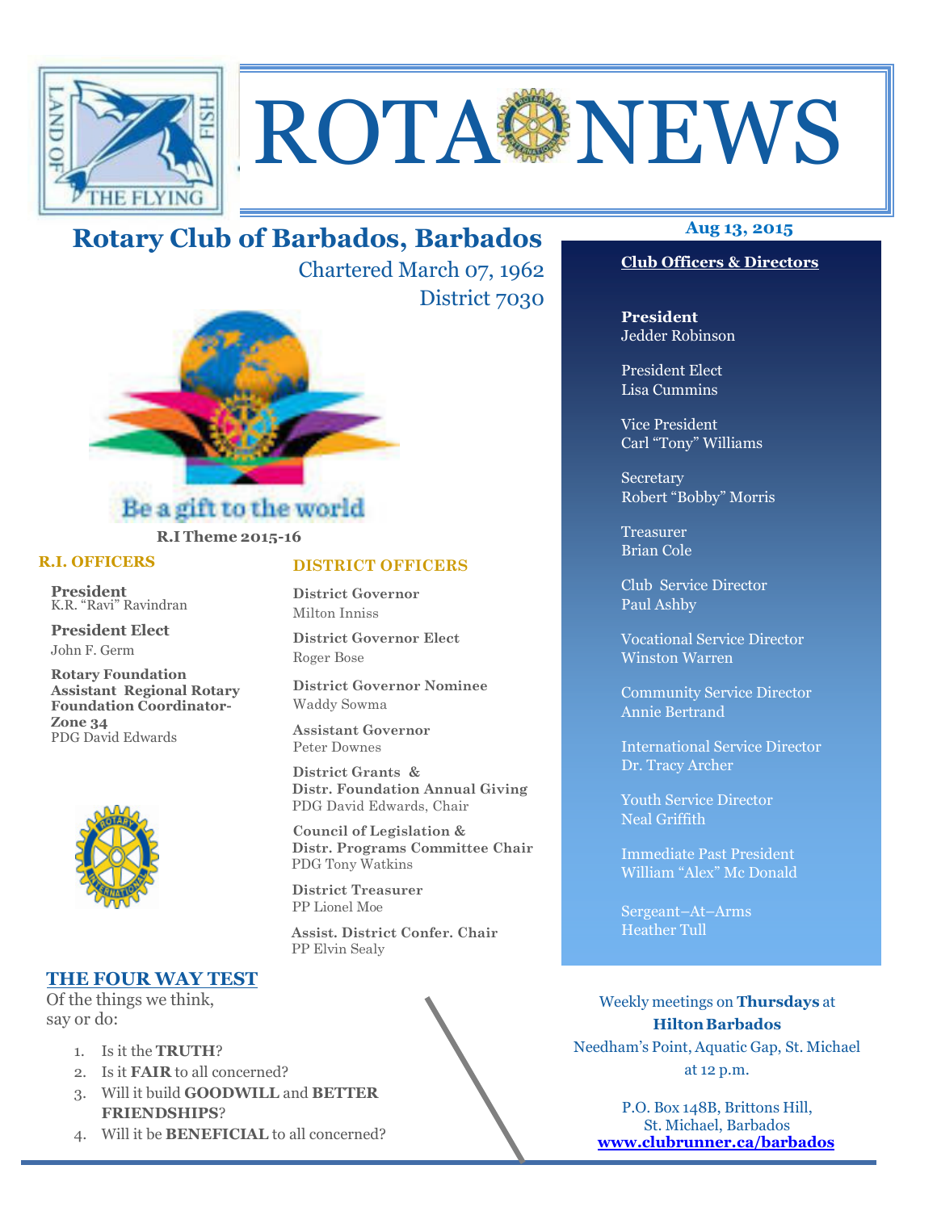# ROTA NEWS

## Rotary Club of Barbados, Barbados

Chartered March 07, 1962

District 7030

Be a gift to the world

**R.I Theme 2015-16**

### R.I. OFFICERS

**President**
K.R. "Ravi" Ravindran

**President Elect**
John F. Germ

**Rotary Foundation Assistant Regional Rotary Foundation Coordinator- Zone 34**
PDG David Edwards

### DISTRICT OFFICERS

**District Governor**
Milton Inniss

**District Governor Elect**
Roger Bose

**District Governor Nominee**
Waddy Sowma

**Assistant Governor**
Peter Downes

**District Grants & Distr. Foundation Annual Giving**
PDG David Edwards, Chair

**Council of Legislation & Distr. Programs Committee Chair**
PDG Tony Watkins

**District Treasurer**
PP Lionel Moe

**Assist. District Confer. Chair**
PP Elvin Sealy

### THE FOUR WAY TEST

Of the things we think, say or do:

1. Is it the **TRUTH**?
2. Is it **FAIR** to all concerned?
3. Will it build **GOODWILL** and **BETTER FRIENDSHIPS**?
4. Will it be **BENEFICIAL** to all concerned?

**Aug 13, 2015**

### Club Officers & Directors

**President**
Jedder Robinson

President Elect
Lisa Cummins

Vice President
Carl "Tony" Williams

Secretary
Robert "Bobby" Morris

Treasurer
Brian Cole

Club Service Director
Paul Ashby

Vocational Service Director
Winston Warren

Community Service Director
Annie Bertrand

International Service Director
Dr. Tracy Archer

Youth Service Director
Neal Griffith

Immediate Past President
William "Alex" Mc Donald

Sergeant–At–Arms
Heather Tull

Weekly meetings on **Thursdays** at **Hilton Barbados**
Needham's Point, Aquatic Gap, St. Michael
at 12 p.m.

P.O. Box 148B, Brittons Hill,
St. Michael, Barbados
**www.clubrunner.ca/barbados**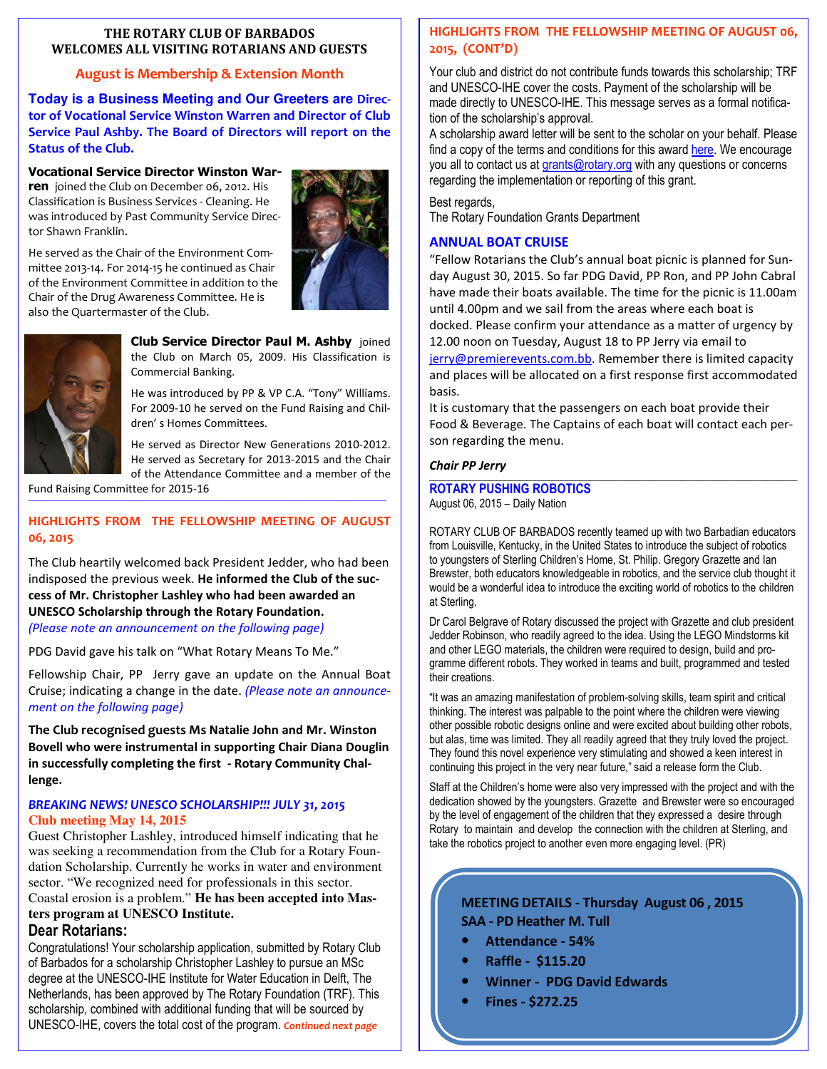**THE ROTARY CLUB OF BARBADOS**
**WELCOMES ALL VISITING ROTARIANS AND GUESTS**

## August is Membership & Extension Month

**Today is a Business Meeting and Our Greeters are Director of Vocational Service Winston Warren and Director of Club Service Paul Ashby. The Board of Directors will report on the Status of the Club.**

**Vocational Service Director Winston Warren** joined the Club on December 06, 2012. His Classification is Business Services - Cleaning. He was introduced by Past Community Service Director Shawn Franklin.

He served as the Chair of the Environment Committee 2013-14. For 2014-15 he continued as Chair of the Environment Committee in addition to the Chair of the Drug Awareness Committee. He is also the Quartermaster of the Club.

**Club Service Director Paul M. Ashby** joined the Club on March 05, 2009. His Classification is Commercial Banking.

He was introduced by PP & VP C.A. "Tony" Williams. For 2009-10 he served on the Fund Raising and Children' s Homes Committees.

He served as Director New Generations 2010-2012. He served as Secretary for 2013-2015 and the Chair of the Attendance Committee and a member of the Fund Raising Committee for 2015-16

## HIGHLIGHTS FROM THE FELLOWSHIP MEETING OF AUGUST 06, 2015

The Club heartily welcomed back President Jedder, who had been indisposed the previous week. **He informed the Club of the success of Mr. Christopher Lashley who had been awarded an UNESCO Scholarship through the Rotary Foundation.** *(Please note an announcement on the following page)*

PDG David gave his talk on "What Rotary Means To Me."

Fellowship Chair, PP Jerry gave an update on the Annual Boat Cruise; indicating a change in the date. *(Please note an announcement on the following page)*

**The Club recognised guests Ms Natalie John and Mr. Winston Bovell who were instrumental in supporting Chair Diana Douglin in successfully completing the first - Rotary Community Challenge.**

### *BREAKING NEWS! UNESCO SCHOLARSHIP!!! JULY 31, 2015*

**Club meeting May 14, 2015**

Guest Christopher Lashley, introduced himself indicating that he was seeking a recommendation from the Club for a Rotary Foundation Scholarship. Currently he works in water and environment sector. "We recognized need for professionals in this sector. Coastal erosion is a problem." **He has been accepted into Masters program at UNESCO Institute.**

**Dear Rotarians:**

Congratulations! Your scholarship application, submitted by Rotary Club of Barbados for a scholarship Christopher Lashley to pursue an MSc degree at the UNESCO-IHE Institute for Water Education in Delft, The Netherlands, has been approved by The Rotary Foundation (TRF). This scholarship, combined with additional funding that will be sourced by UNESCO-IHE, covers the total cost of the program. *Continued next page*

## HIGHLIGHTS FROM THE FELLOWSHIP MEETING OF AUGUST 06, 2015, (CONT'D)

Your club and district do not contribute funds towards this scholarship; TRF and UNESCO-IHE cover the costs. Payment of the scholarship will be made directly to UNESCO-IHE. This message serves as a formal notification of the scholarship's approval.

A scholarship award letter will be sent to the scholar on your behalf. Please find a copy of the terms and conditions for this award here. We encourage you all to contact us at grants@rotary.org with any questions or concerns regarding the implementation or reporting of this grant.

Best regards,
The Rotary Foundation Grants Department

## ANNUAL BOAT CRUISE

"Fellow Rotarians the Club's annual boat picnic is planned for Sunday August 30, 2015. So far PDG David, PP Ron, and PP John Cabral have made their boats available. The time for the picnic is 11.00am until 4.00pm and we sail from the areas where each boat is docked. Please confirm your attendance as a matter of urgency by 12.00 noon on Tuesday, August 18 to PP Jerry via email to jerry@premierevents.com.bb. Remember there is limited capacity and places will be allocated on a first response first accommodated basis.

It is customary that the passengers on each boat provide their Food & Beverage. The Captains of each boat will contact each person regarding the menu.

*Chair PP Jerry*

## ROTARY PUSHING ROBOTICS

August 06, 2015 – Daily Nation

ROTARY CLUB OF BARBADOS recently teamed up with two Barbadian educators from Louisville, Kentucky, in the United States to introduce the subject of robotics to youngsters of Sterling Children's Home, St. Philip. Gregory Grazette and Ian Brewster, both educators knowledgeable in robotics, and the service club thought it would be a wonderful idea to introduce the exciting world of robotics to the children at Sterling.

Dr Carol Belgrave of Rotary discussed the project with Grazette and club president Jedder Robinson, who readily agreed to the idea. Using the LEGO Mindstorms kit and other LEGO materials, the children were required to design, build and programme different robots. They worked in teams and built, programmed and tested their creations.

"It was an amazing manifestation of problem-solving skills, team spirit and critical thinking. The interest was palpable to the point where the children were viewing other possible robotic designs online and were excited about building other robots, but alas, time was limited. They all readily agreed that they truly loved the project. They found this novel experience very stimulating and showed a keen interest in continuing this project in the very near future," said a release form the Club.

Staff at the Children's home were also very impressed with the project and with the dedication showed by the youngsters. Grazette and Brewster were so encouraged by the level of engagement of the children that they expressed a desire through Rotary to maintain and develop the connection with the children at Sterling, and take the robotics project to another even more engaging level. (PR)

**MEETING DETAILS - Thursday August 06 , 2015**
**SAA - PD Heather M. Tull**

- **Attendance - 54%**
- **Raffle - $115.20**
- **Winner - PDG David Edwards**
- **Fines - $272.25**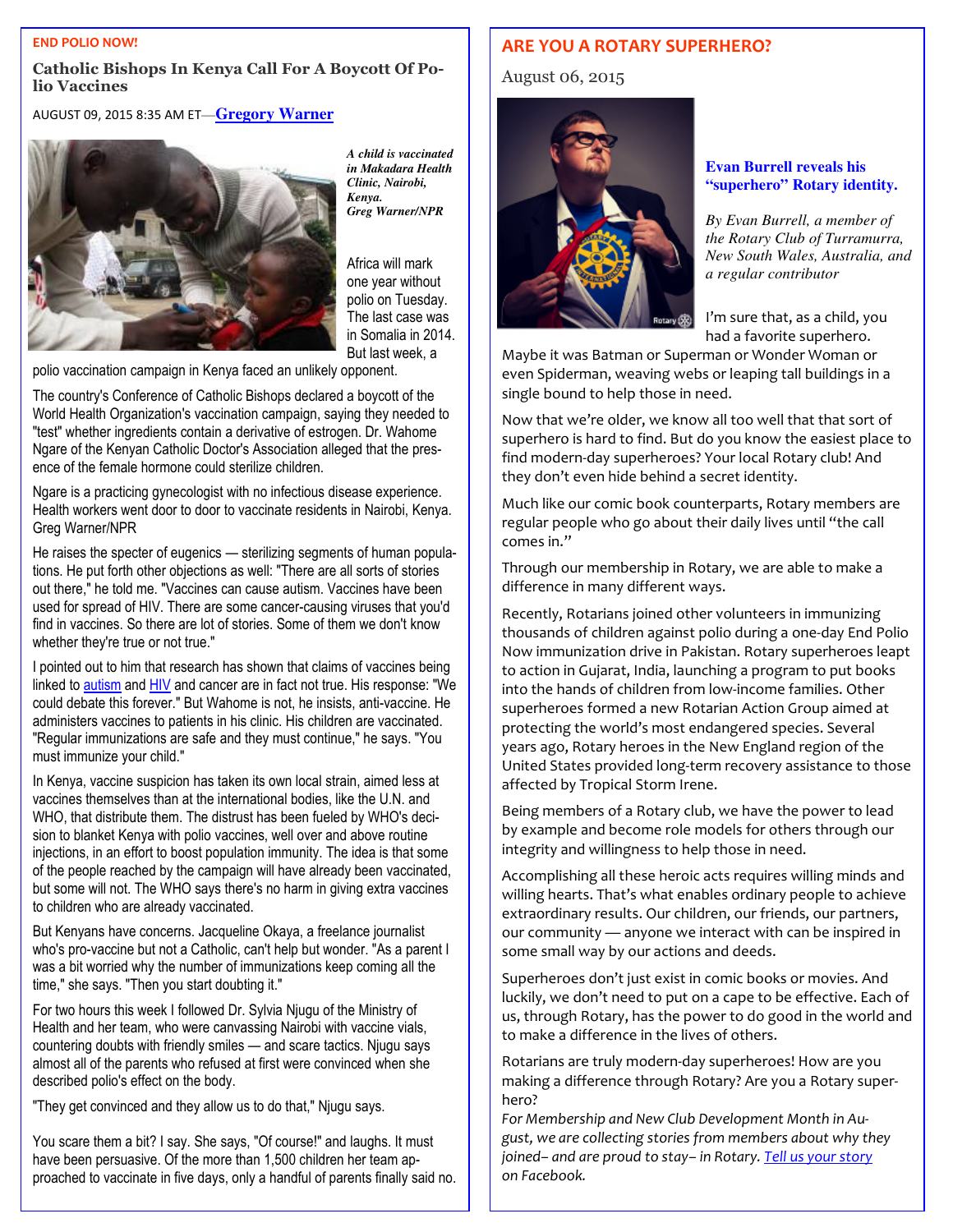**END POLIO NOW!**

### Catholic Bishops In Kenya Call For A Boycott Of Polio Vaccines

AUGUST 09, 2015 8:35 AM ET—**Gregory Warner**

*A child is vaccinated in Makadara Health Clinic, Nairobi, Kenya. Greg Warner/NPR*

Africa will mark one year without polio on Tuesday. The last case was in Somalia in 2014. But last week, a polio vaccination campaign in Kenya faced an unlikely opponent.

The country's Conference of Catholic Bishops declared a boycott of the World Health Organization's vaccination campaign, saying they needed to "test" whether ingredients contain a derivative of estrogen. Dr. Wahome Ngare of the Kenyan Catholic Doctor's Association alleged that the presence of the female hormone could sterilize children.

Ngare is a practicing gynecologist with no infectious disease experience. Health workers went door to door to vaccinate residents in Nairobi, Kenya. Greg Warner/NPR

He raises the specter of eugenics — sterilizing segments of human populations. He put forth other objections as well: "There are all sorts of stories out there," he told me. "Vaccines can cause autism. Vaccines have been used for spread of HIV. There are some cancer-causing viruses that you'd find in vaccines. So there are lot of stories. Some of them we don't know whether they're true or not true."

I pointed out to him that research has shown that claims of vaccines being linked to autism and HIV and cancer are in fact not true. His response: "We could debate this forever." But Wahome is not, he insists, anti-vaccine. He administers vaccines to patients in his clinic. His children are vaccinated. "Regular immunizations are safe and they must continue," he says. "You must immunize your child."

In Kenya, vaccine suspicion has taken its own local strain, aimed less at vaccines themselves than at the international bodies, like the U.N. and WHO, that distribute them. The distrust has been fueled by WHO's decision to blanket Kenya with polio vaccines, well over and above routine injections, in an effort to boost population immunity. The idea is that some of the people reached by the campaign will have already been vaccinated, but some will not. The WHO says there's no harm in giving extra vaccines to children who are already vaccinated.

But Kenyans have concerns. Jacqueline Okaya, a freelance journalist who's pro-vaccine but not a Catholic, can't help but wonder. "As a parent I was a bit worried why the number of immunizations keep coming all the time," she says. "Then you start doubting it."

For two hours this week I followed Dr. Sylvia Njugu of the Ministry of Health and her team, who were canvassing Nairobi with vaccine vials, countering doubts with friendly smiles — and scare tactics. Njugu says almost all of the parents who refused at first were convinced when she described polio's effect on the body.

"They get convinced and they allow us to do that," Njugu says.

You scare them a bit? I say. She says, "Of course!" and laughs. It must have been persuasive. Of the more than 1,500 children her team approached to vaccinate in five days, only a handful of parents finally said no.

## ARE YOU A ROTARY SUPERHERO?

August 06, 2015

**Evan Burrell reveals his "superhero" Rotary identity.**

*By Evan Burrell, a member of the Rotary Club of Turramurra, New South Wales, Australia, and a regular contributor*

I'm sure that, as a child, you had a favorite superhero. Maybe it was Batman or Superman or Wonder Woman or even Spiderman, weaving webs or leaping tall buildings in a single bound to help those in need.

Now that we're older, we know all too well that that sort of superhero is hard to find. But do you know the easiest place to find modern-day superheroes? Your local Rotary club! And they don't even hide behind a secret identity.

Much like our comic book counterparts, Rotary members are regular people who go about their daily lives until "the call comes in."

Through our membership in Rotary, we are able to make a difference in many different ways.

Recently, Rotarians joined other volunteers in immunizing thousands of children against polio during a one-day End Polio Now immunization drive in Pakistan. Rotary superheroes leapt to action in Gujarat, India, launching a program to put books into the hands of children from low-income families. Other superheroes formed a new Rotarian Action Group aimed at protecting the world's most endangered species. Several years ago, Rotary heroes in the New England region of the United States provided long-term recovery assistance to those affected by Tropical Storm Irene.

Being members of a Rotary club, we have the power to lead by example and become role models for others through our integrity and willingness to help those in need.

Accomplishing all these heroic acts requires willing minds and willing hearts. That's what enables ordinary people to achieve extraordinary results. Our children, our friends, our partners, our community — anyone we interact with can be inspired in some small way by our actions and deeds.

Superheroes don't just exist in comic books or movies. And luckily, we don't need to put on a cape to be effective. Each of us, through Rotary, has the power to do good in the world and to make a difference in the lives of others.

Rotarians are truly modern-day superheroes! How are you making a difference through Rotary? Are you a Rotary superhero?

*For Membership and New Club Development Month in August, we are collecting stories from members about why they joined– and are proud to stay– in Rotary. Tell us your story on Facebook.*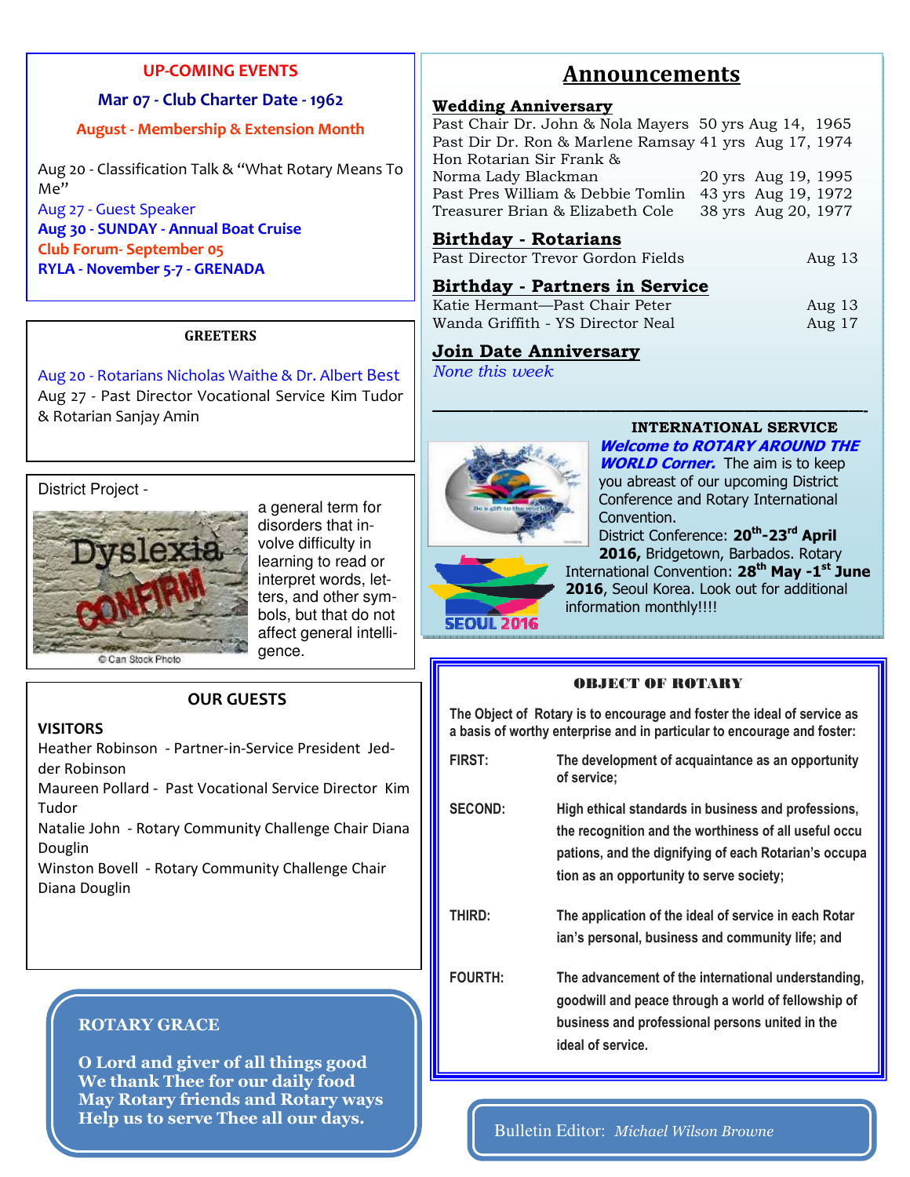## UP-COMING EVENTS

**Mar 07 - Club Charter Date - 1962**

**August - Membership & Extension Month**

Aug 20 - Classification Talk & "What Rotary Means To Me"

Aug 27 - Guest Speaker

**Aug 30 - SUNDAY - Annual Boat Cruise**

**Club Forum- September 05**

**RYLA - November 5-7 - GRENADA**

## GREETERS

Aug 20 - Rotarians Nicholas Waithe & Dr. Albert Best

Aug 27 - Past Director Vocational Service Kim Tudor & Rotarian Sanjay Amin

District Project -

Dyslexia CONFIRM

© Can Stock Photo

a general term for disorders that involve difficulty in learning to read or interpret words, letters, and other symbols, but that do not affect general intelligence.

## OUR GUESTS

**VISITORS**

Heather Robinson - Partner-in-Service President Jedder Robinson

Maureen Pollard - Past Vocational Service Director Kim Tudor

Natalie John - Rotary Community Challenge Chair Diana Douglin

Winston Bovell - Rotary Community Challenge Chair Diana Douglin

**ROTARY GRACE**

**O Lord and giver of all things good**
**We thank Thee for our daily food**
**May Rotary friends and Rotary ways**
**Help us to serve Thee all our days.**

# Announcements

### Wedding Anniversary

| | | |
|---|---|---|
| Past Chair Dr. John & Nola Mayers | 50 yrs | Aug 14, 1965 |
| Past Dir Dr. Ron & Marlene Ramsay | 41 yrs | Aug 17, 1974 |
| Hon Rotarian Sir Frank & Norma Lady Blackman | 20 yrs | Aug 19, 1995 |
| Past Pres William & Debbie Tomlin | 43 yrs | Aug 19, 1972 |
| Treasurer Brian & Elizabeth Cole | 38 yrs | Aug 20, 1977 |

### Birthday - Rotarians

Past Director Trevor Gordon Fields — Aug 13

### Birthday - Partners in Service

Katie Hermant—Past Chair Peter — Aug 13

Wanda Griffith - YS Director Neal — Aug 17

### Join Date Anniversary

*None this week*

### INTERNATIONAL SERVICE

***Welcome to ROTARY AROUND THE WORLD Corner.*** The aim is to keep you abreast of our upcoming District Conference and Rotary International Convention.

District Conference: **20th-23rd April 2016,** Bridgetown, Barbados. Rotary International Convention: **28th May -1st June 2016**, Seoul Korea. Look out for additional information monthly!!!!

SEOUL 2016

### OBJECT OF ROTARY

**The Object of Rotary is to encourage and foster the ideal of service as a basis of worthy enterprise and in particular to encourage and foster:**

**FIRST:** The development of acquaintance as an opportunity of service;

**SECOND:** High ethical standards in business and professions, the recognition and the worthiness of all useful occupations, and the dignifying of each Rotarian's occupation as an opportunity to serve society;

**THIRD:** The application of the ideal of service in each Rotarian's personal, business and community life; and

**FOURTH:** The advancement of the international understanding, goodwill and peace through a world of fellowship of business and professional persons united in the ideal of service.

Bulletin Editor: *Michael Wilson Browne*